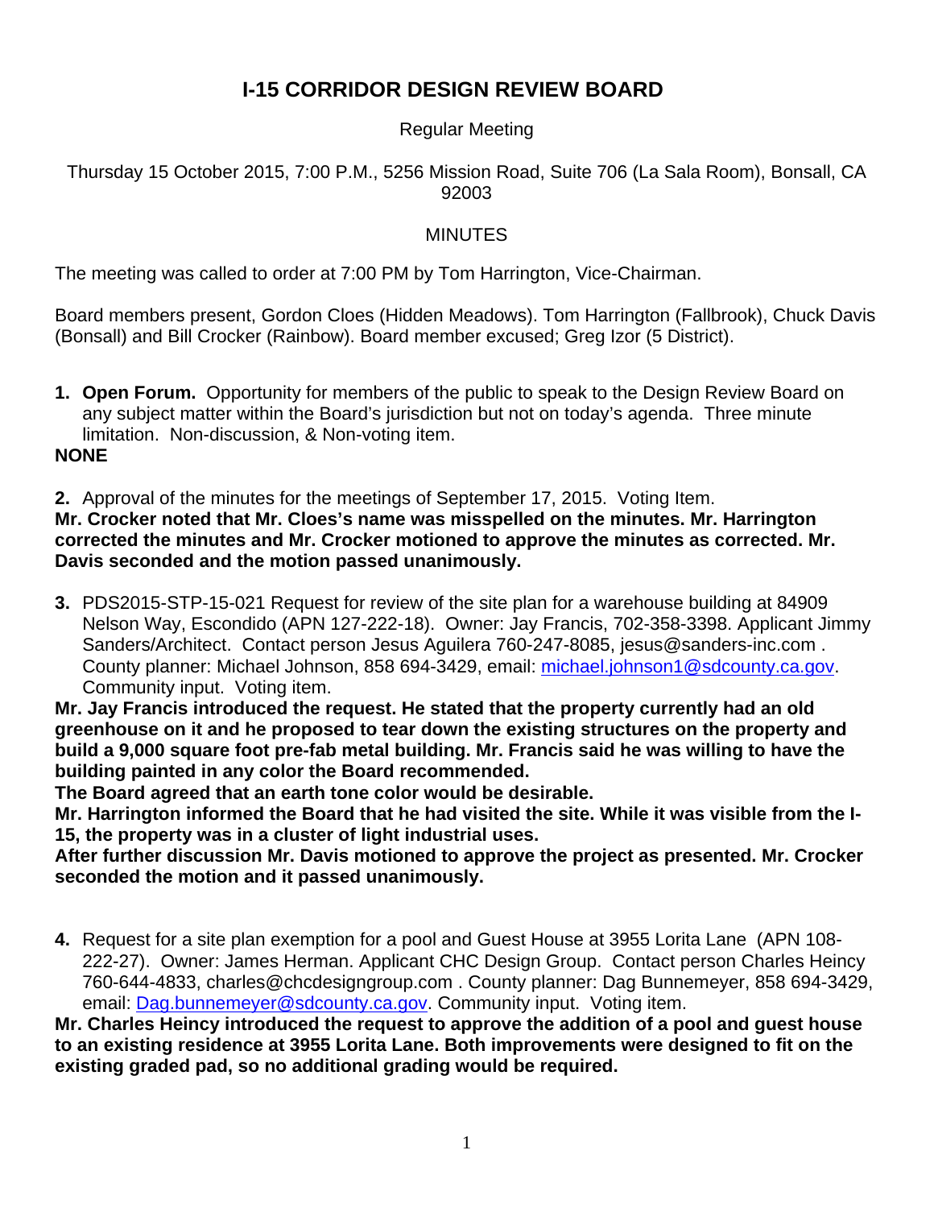# I-15 CORRIDOR DESIGN REVIEW BOARD

Regular Meeting

Thursday 15 October 2015, 7:00 P.M., 5256 Mission Road, Suite 706 (La Sala Room), Bonsall, CA 92003

MINUTES

The meeting was called to order at 7:00 PM by Tom Harrington, Vice-Chairman.

Board members present, Gordon Cloes (Hidden Meadows). Tom Harrington (Fallbrook), Chuck Davis (Bonsall) and Bill Crocker (Rainbow). Board member excused; Greg Izor (5 District).

1. **Open Forum.** Opportunity for members of the public to speak to the Design Review Board on any subject matter within the Board's jurisdiction but not on today's agenda. Three minute limitation. Non-discussion, & Non-voting item.

**NONE**

2. Approval of the minutes for the meetings of September 17, 2015. Voting Item.

**Mr. Crocker noted that Mr. Cloes's name was misspelled on the minutes. Mr. Harrington corrected the minutes and Mr. Crocker motioned to approve the minutes as corrected. Mr. Davis seconded and the motion passed unanimously.**

3. PDS2015-STP-15-021 Request for review of the site plan for a warehouse building at 84909 Nelson Way, Escondido (APN 127-222-18). Owner: Jay Francis, 702-358-3398. Applicant Jimmy Sanders/Architect. Contact person Jesus Aguilera 760-247-8085, jesus@sanders-inc.com . County planner: Michael Johnson, 858 694-3429, email: michael.johnson1@sdcounty.ca.gov. Community input. Voting item.

**Mr. Jay Francis introduced the request. He stated that the property currently had an old greenhouse on it and he proposed to tear down the existing structures on the property and build a 9,000 square foot pre-fab metal building. Mr. Francis said he was willing to have the building painted in any color the Board recommended.**

**The Board agreed that an earth tone color would be desirable.**

**Mr. Harrington informed the Board that he had visited the site. While it was visible from the I-15, the property was in a cluster of light industrial uses.**

**After further discussion Mr. Davis motioned to approve the project as presented. Mr. Crocker seconded the motion and it passed unanimously.**

4. Request for a site plan exemption for a pool and Guest House at 3955 Lorita Lane (APN 108-222-27). Owner: James Herman. Applicant CHC Design Group. Contact person Charles Heincy 760-644-4833, charles@chcdesigngroup.com . County planner: Dag Bunnemeyer, 858 694-3429, email: Dag.bunnemeyer@sdcounty.ca.gov. Community input. Voting item.

**Mr. Charles Heincy introduced the request to approve the addition of a pool and guest house to an existing residence at 3955 Lorita Lane. Both improvements were designed to fit on the existing graded pad, so no additional grading would be required.**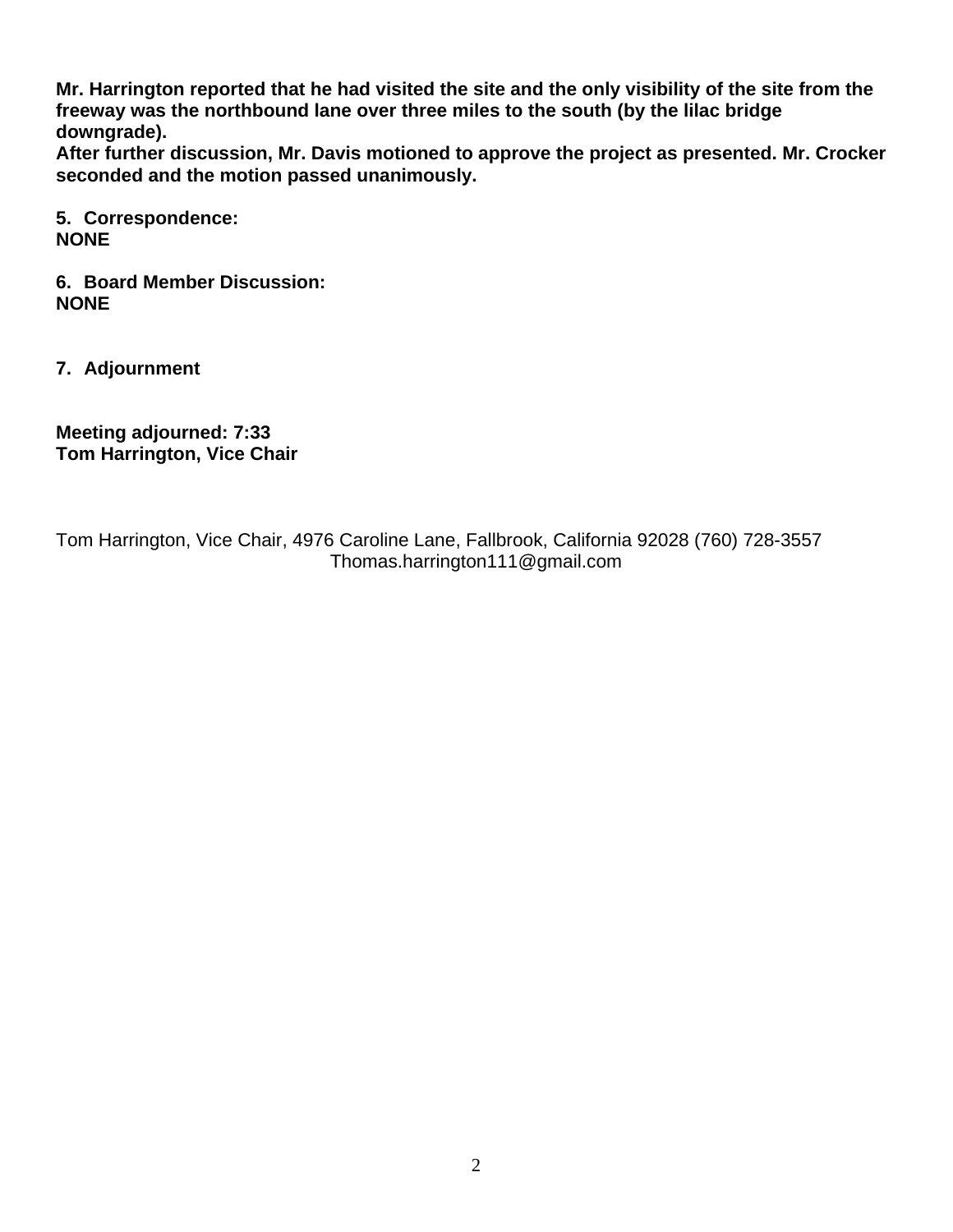**Mr. Harrington reported that he had visited the site and the only visibility of the site from the freeway was the northbound lane over three miles to the south (by the lilac bridge downgrade).**
**After further discussion, Mr. Davis motioned to approve the project as presented. Mr. Crocker seconded and the motion passed unanimously.**

**5. Correspondence:**
**NONE**

**6. Board Member Discussion:**
**NONE**

**7. Adjournment**

**Meeting adjourned: 7:33**
**Tom Harrington, Vice Chair**

Tom Harrington, Vice Chair, 4976 Caroline Lane, Fallbrook, California 92028 (760) 728-3557
Thomas.harrington111@gmail.com